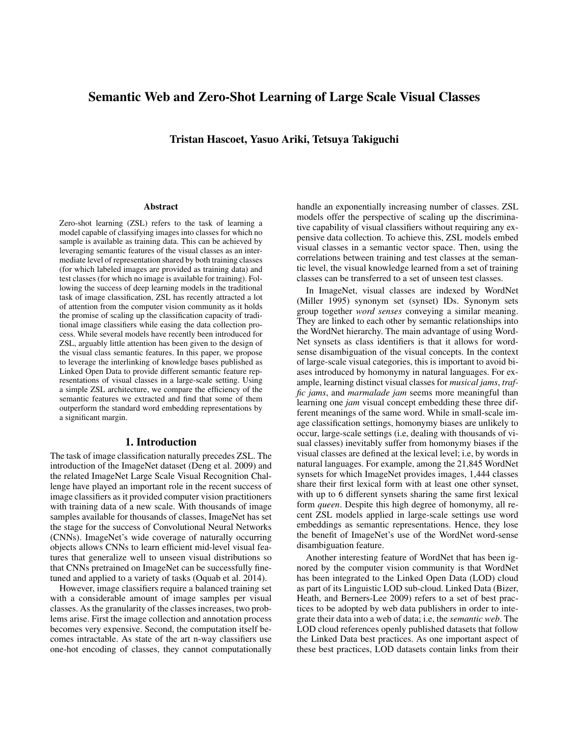# Semantic Web and Zero-Shot Learning of Large Scale Visual Classes

**Tristan Hascoet, Yasuo Ariki, Tetsuya Takiguchi**

## Abstract

Zero-shot learning (ZSL) refers to the task of learning a model capable of classifying images into classes for which no sample is available as training data. This can be achieved by leveraging semantic features of the visual classes as an intermediate level of representation shared by both training classes (for which labeled images are provided as training data) and test classes (for which no image is available for training). Following the success of deep learning models in the traditional task of image classification, ZSL has recently attracted a lot of attention from the computer vision community as it holds the promise of scaling up the classification capacity of traditional image classifiers while easing the data collection process. While several models have recently been introduced for ZSL, arguably little attention has been given to the design of the visual class semantic features. In this paper, we propose to leverage the interlinking of knowledge bases published as Linked Open Data to provide different semantic feature representations of visual classes in a large-scale setting. Using a simple ZSL architecture, we compare the efficiency of the semantic features we extracted and find that some of them outperform the standard word embedding representations by a significant margin.

## 1. Introduction

The task of image classification naturally precedes ZSL. The introduction of the ImageNet dataset (Deng et al. 2009) and the related ImageNet Large Scale Visual Recognition Challenge have played an important role in the recent success of image classifiers as it provided computer vision practitioners with training data of a new scale. With thousands of image samples available for thousands of classes, ImageNet has set the stage for the success of Convolutional Neural Networks (CNNs). ImageNet's wide coverage of naturally occurring objects allows CNNs to learn efficient mid-level visual features that generalize well to unseen visual distributions so that CNNs pretrained on ImageNet can be successfully finetuned and applied to a variety of tasks (Oquab et al. 2014).

However, image classifiers require a balanced training set with a considerable amount of image samples per visual classes. As the granularity of the classes increases, two problems arise. First the image collection and annotation process becomes very expensive. Second, the computation itself becomes intractable. As state of the art n-way classifiers use one-hot encoding of classes, they cannot computationally handle an exponentially increasing number of classes. ZSL models offer the perspective of scaling up the discriminative capability of visual classifiers without requiring any expensive data collection. To achieve this, ZSL models embed visual classes in a semantic vector space. Then, using the correlations between training and test classes at the semantic level, the visual knowledge learned from a set of training classes can be transferred to a set of unseen test classes.

In ImageNet, visual classes are indexed by WordNet (Miller 1995) synonym set (synset) IDs. Synonym sets group together *word senses* conveying a similar meaning. They are linked to each other by semantic relationships into the WordNet hierarchy. The main advantage of using WordNet synsets as class identifiers is that it allows for word-sense disambiguation of the visual concepts. In the context of large-scale visual categories, this is important to avoid biases introduced by homonymy in natural languages. For example, learning distinct visual classes for *musical jams*, *traffic jams*, and *marmalade jam* seems more meaningful than learning one *jam* visual concept embedding these three different meanings of the same word. While in small-scale image classification settings, homonymy biases are unlikely to occur, large-scale settings (i.e, dealing with thousands of visual classes) inevitably suffer from homonymy biases if the visual classes are defined at the lexical level; i.e, by words in natural languages. For example, among the 21,845 WordNet synsets for which ImageNet provides images, 1,444 classes share their first lexical form with at least one other synset, with up to 6 different synsets sharing the same first lexical form *queen*. Despite this high degree of homonymy, all recent ZSL models applied in large-scale settings use word embeddings as semantic representations. Hence, they lose the benefit of ImageNet's use of the WordNet word-sense disambiguation feature.

Another interesting feature of WordNet that has been ignored by the computer vision community is that WordNet has been integrated to the Linked Open Data (LOD) cloud as part of its Linguistic LOD sub-cloud. Linked Data (Bizer, Heath, and Berners-Lee 2009) refers to a set of best practices to be adopted by web data publishers in order to integrate their data into a web of data; i.e, the *semantic web*. The LOD cloud references openly published datasets that follow the Linked Data best practices. As one important aspect of these best practices, LOD datasets contain links from their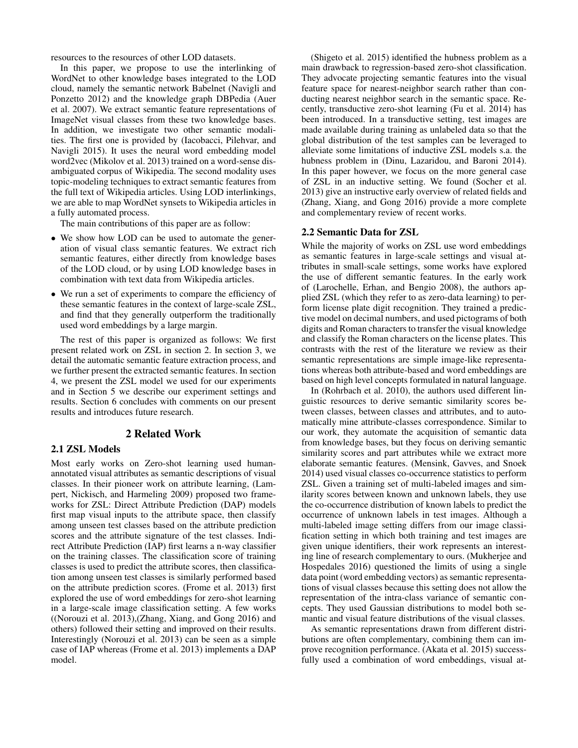resources to the resources of other LOD datasets.

In this paper, we propose to use the interlinking of WordNet to other knowledge bases integrated to the LOD cloud, namely the semantic network Babelnet (Navigli and Ponzetto 2012) and the knowledge graph DBPedia (Auer et al. 2007). We extract semantic feature representations of ImageNet visual classes from these two knowledge bases. In addition, we investigate two other semantic modalities. The first one is provided by (Iacobacci, Pilehvar, and Navigli 2015). It uses the neural word embedding model word2vec (Mikolov et al. 2013) trained on a word-sense disambiguated corpus of Wikipedia. The second modality uses topic-modeling techniques to extract semantic features from the full text of Wikipedia articles. Using LOD interlinkings, we are able to map WordNet synsets to Wikipedia articles in a fully automated process.

The main contributions of this paper are as follow:

- We show how LOD can be used to automate the generation of visual class semantic features. We extract rich semantic features, either directly from knowledge bases of the LOD cloud, or by using LOD knowledge bases in combination with text data from Wikipedia articles.
- We run a set of experiments to compare the efficiency of these semantic features in the context of large-scale ZSL, and find that they generally outperform the traditionally used word embeddings by a large margin.

The rest of this paper is organized as follows: We first present related work on ZSL in section 2. In section 3, we detail the automatic semantic feature extraction process, and we further present the extracted semantic features. In section 4, we present the ZSL model we used for our experiments and in Section 5 we describe our experiment settings and results. Section 6 concludes with comments on our present results and introduces future research.

## 2 Related Work

### 2.1 ZSL Models

Most early works on Zero-shot learning used human-annotated visual attributes as semantic descriptions of visual classes. In their pioneer work on attribute learning, (Lampert, Nickisch, and Harmeling 2009) proposed two frameworks for ZSL: Direct Attribute Prediction (DAP) models first map visual inputs to the attribute space, then classify among unseen test classes based on the attribute prediction scores and the attribute signature of the test classes. Indirect Attribute Prediction (IAP) first learns a n-way classifier on the training classes. The classification score of training classes is used to predict the attribute scores, then classification among unseen test classes is similarly performed based on the attribute prediction scores. (Frome et al. 2013) first explored the use of word embeddings for zero-shot learning in a large-scale image classification setting. A few works ((Norouzi et al. 2013),(Zhang, Xiang, and Gong 2016) and others) followed their setting and improved on their results. Interestingly (Norouzi et al. 2013) can be seen as a simple case of IAP whereas (Frome et al. 2013) implements a DAP model.

(Shigeto et al. 2015) identified the hubness problem as a main drawback to regression-based zero-shot classification. They advocate projecting semantic features into the visual feature space for nearest-neighbor search rather than conducting nearest neighbor search in the semantic space. Recently, transductive zero-shot learning (Fu et al. 2014) has been introduced. In a transductive setting, test images are made available during training as unlabeled data so that the global distribution of the test samples can be leveraged to alleviate some limitations of inductive ZSL models s.a. the hubness problem in (Dinu, Lazaridou, and Baroni 2014). In this paper however, we focus on the more general case of ZSL in an inductive setting. We found (Socher et al. 2013) give an instructive early overview of related fields and (Zhang, Xiang, and Gong 2016) provide a more complete and complementary review of recent works.

### 2.2 Semantic Data for ZSL

While the majority of works on ZSL use word embeddings as semantic features in large-scale settings and visual attributes in small-scale settings, some works have explored the use of different semantic features. In the early work of (Larochelle, Erhan, and Bengio 2008), the authors applied ZSL (which they refer to as zero-data learning) to perform license plate digit recognition. They trained a predictive model on decimal numbers, and used pictograms of both digits and Roman characters to transfer the visual knowledge and classify the Roman characters on the license plates. This contrasts with the rest of the literature we review as their semantic representations are simple image-like representations whereas both attribute-based and word embeddings are based on high level concepts formulated in natural language.

In (Rohrbach et al. 2010), the authors used different linguistic resources to derive semantic similarity scores between classes, between classes and attributes, and to automatically mine attribute-classes correspondence. Similar to our work, they automate the acquisition of semantic data from knowledge bases, but they focus on deriving semantic similarity scores and part attributes while we extract more elaborate semantic features. (Mensink, Gavves, and Snoek 2014) used visual classes co-occurrence statistics to perform ZSL. Given a training set of multi-labeled images and similarity scores between known and unknown labels, they use the co-occurrence distribution of known labels to predict the occurrence of unknown labels in test images. Although a multi-labeled image setting differs from our image classification setting in which both training and test images are given unique identifiers, their work represents an interesting line of research complementary to ours. (Mukherjee and Hospedales 2016) questioned the limits of using a single data point (word embedding vectors) as semantic representations of visual classes because this setting does not allow the representation of the intra-class variance of semantic concepts. They used Gaussian distributions to model both semantic and visual feature distributions of the visual classes.

As semantic representations drawn from different distributions are often complementary, combining them can improve recognition performance. (Akata et al. 2015) successfully used a combination of word embeddings, visual at-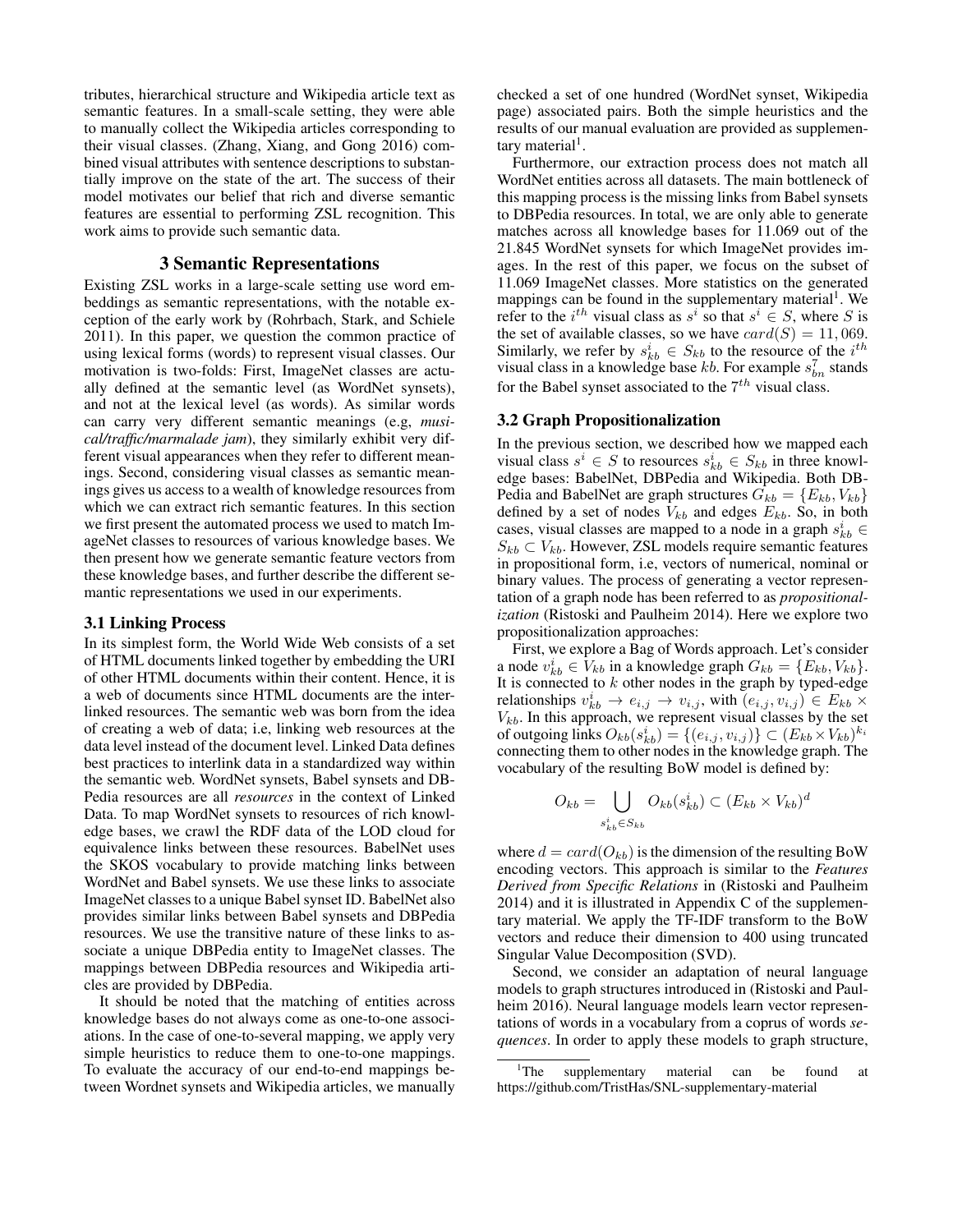tributes, hierarchical structure and Wikipedia article text as semantic features. In a small-scale setting, they were able to manually collect the Wikipedia articles corresponding to their visual classes. (Zhang, Xiang, and Gong 2016) combined visual attributes with sentence descriptions to substantially improve on the state of the art. The success of their model motivates our belief that rich and diverse semantic features are essential to performing ZSL recognition. This work aims to provide such semantic data.

## 3 Semantic Representations

Existing ZSL works in a large-scale setting use word embeddings as semantic representations, with the notable exception of the early work by (Rohrbach, Stark, and Schiele 2011). In this paper, we question the common practice of using lexical forms (words) to represent visual classes. Our motivation is two-folds: First, ImageNet classes are actually defined at the semantic level (as WordNet synsets), and not at the lexical level (as words). As similar words can carry very different semantic meanings (e.g, *musical/traffic/marmalade jam*), they similarly exhibit very different visual appearances when they refer to different meanings. Second, considering visual classes as semantic meanings gives us access to a wealth of knowledge resources from which we can extract rich semantic features. In this section we first present the automated process we used to match ImageNet classes to resources of various knowledge bases. We then present how we generate semantic feature vectors from these knowledge bases, and further describe the different semantic representations we used in our experiments.

### 3.1 Linking Process

In its simplest form, the World Wide Web consists of a set of HTML documents linked together by embedding the URI of other HTML documents within their content. Hence, it is a web of documents since HTML documents are the interlinked resources. The semantic web was born from the idea of creating a web of data; i.e, linking web resources at the data level instead of the document level. Linked Data defines best practices to interlink data in a standardized way within the semantic web. WordNet synsets, Babel synsets and DBPedia resources are all *resources* in the context of Linked Data. To map WordNet synsets to resources of rich knowledge bases, we crawl the RDF data of the LOD cloud for equivalence links between these resources. BabelNet uses the SKOS vocabulary to provide matching links between WordNet and Babel synsets. We use these links to associate ImageNet classes to a unique Babel synset ID. BabelNet also provides similar links between Babel synsets and DBPedia resources. We use the transitive nature of these links to associate a unique DBPedia entity to ImageNet classes. The mappings between DBPedia resources and Wikipedia articles are provided by DBPedia.

It should be noted that the matching of entities across knowledge bases do not always come as one-to-one associations. In the case of one-to-several mapping, we apply very simple heuristics to reduce them to one-to-one mappings. To evaluate the accuracy of our end-to-end mappings between Wordnet synsets and Wikipedia articles, we manually checked a set of one hundred (WordNet synset, Wikipedia page) associated pairs. Both the simple heuristics and the results of our manual evaluation are provided as supplementary material[1].

Furthermore, our extraction process does not match all WordNet entities across all datasets. The main bottleneck of this mapping process is the missing links from Babel synsets to DBPedia resources. In total, we are only able to generate matches across all knowledge bases for 11.069 out of the 21.845 WordNet synsets for which ImageNet provides images. In the rest of this paper, we focus on the subset of 11.069 ImageNet classes. More statistics on the generated mappings can be found in the supplementary material[1]. We refer to the $i^{th}$ visual class as $s^i$ so that $s^i \in S$, where $S$ is the set of available classes, so we have $card(S) = 11,069$. Similarly, we refer by $s^i_{kb} \in S_{kb}$ to the resource of the $i^{th}$ visual class in a knowledge base $kb$. For example $s^7_{bn}$ stands for the Babel synset associated to the $7^{th}$ visual class.

### 3.2 Graph Propositionalization

In the previous section, we described how we mapped each visual class $s^i \in S$ to resources $s^i_{kb} \in S_{kb}$ in three knowledge bases: BabelNet, DBPedia and Wikipedia. Both DBPedia and BabelNet are graph structures $G_{kb} = \{E_{kb}, V_{kb}\}$ defined by a set of nodes $V_{kb}$ and edges $E_{kb}$. So, in both cases, visual classes are mapped to a node in a graph $s^i_{kb} \in S_{kb} \subset V_{kb}$. However, ZSL models require semantic features in propositional form, i.e, vectors of numerical, nominal or binary values. The process of generating a vector representation of a graph node has been referred to as *propositionalization* (Ristoski and Paulheim 2014). Here we explore two propositionalization approaches:

First, we explore a Bag of Words approach. Let's consider a node $v^i_{kb} \in V_{kb}$ in a knowledge graph $G_{kb} = \{E_{kb}, V_{kb}\}$. It is connected to $k$ other nodes in the graph by typed-edge relationships $v^i_{kb} \rightarrow e_{i,j} \rightarrow v_{i,j}$, with $(e_{i,j}, v_{i,j}) \in E_{kb} \times V_{kb}$. In this approach, we represent visual classes by the set of outgoing links $O_{kb}(s^i_{kb}) = \{(e_{i,j}, v_{i,j})\} \subset (E_{kb} \times V_{kb})^{k_i}$ connecting them to other nodes in the knowledge graph. The vocabulary of the resulting BoW model is defined by:

$$O_{kb} = \bigcup_{s^i_{kb} \in S_{kb}} O_{kb}(s^i_{kb}) \subset (E_{kb} \times V_{kb})^d$$

where $d = card(O_{kb})$ is the dimension of the resulting BoW encoding vectors. This approach is similar to the *Features Derived from Specific Relations* in (Ristoski and Paulheim 2014) and it is illustrated in Appendix C of the supplementary material. We apply the TF-IDF transform to the BoW vectors and reduce their dimension to 400 using truncated Singular Value Decomposition (SVD).

Second, we consider an adaptation of neural language models to graph structures introduced in (Ristoski and Paulheim 2016). Neural language models learn vector representations of words in a vocabulary from a coprus of words *sequences*. In order to apply these models to graph structure,

[1]The supplementary material can be found at https://github.com/TristHas/SNL-supplementary-material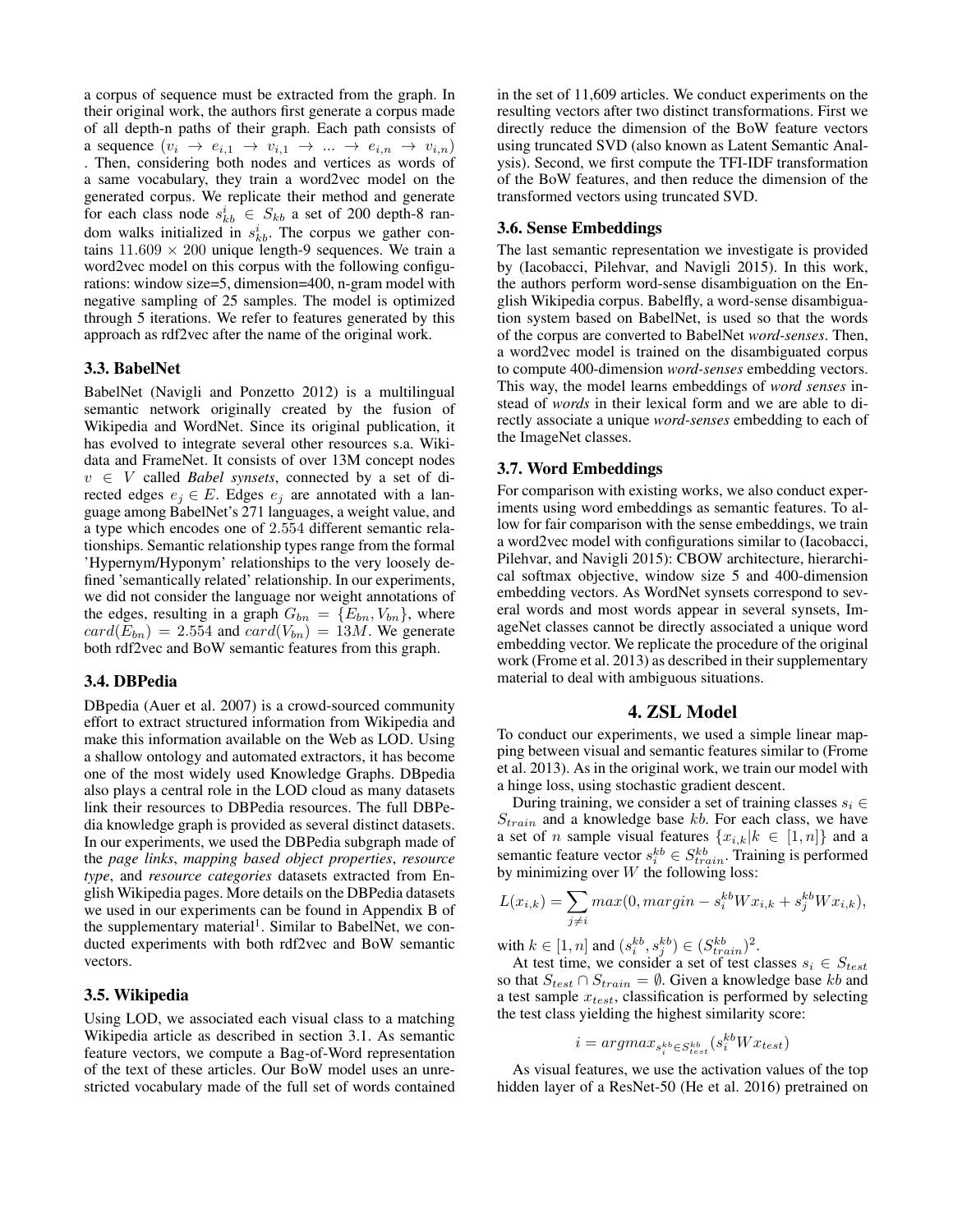a corpus of sequence must be extracted from the graph. In their original work, the authors first generate a corpus made of all depth-n paths of their graph. Each path consists of a sequence $(v_i \rightarrow e_{i,1} \rightarrow v_{i,1} \rightarrow ... \rightarrow e_{i,n} \rightarrow v_{i,n})$ . Then, considering both nodes and vertices as words of a same vocabulary, they train a word2vec model on the generated corpus. We replicate their method and generate for each class node $s^i_{kb} \in S_{kb}$ a set of 200 depth-8 random walks initialized in $s^i_{kb}$. The corpus we gather contains $11.609 \times 200$ unique length-9 sequences. We train a word2vec model on this corpus with the following configurations: window size=5, dimension=400, n-gram model with negative sampling of 25 samples. The model is optimized through 5 iterations. We refer to features generated by this approach as rdf2vec after the name of the original work.

### 3.3. BabelNet

BabelNet (Navigli and Ponzetto 2012) is a multilingual semantic network originally created by the fusion of Wikipedia and WordNet. Since its original publication, it has evolved to integrate several other resources s.a. Wikidata and FrameNet. It consists of over 13M concept nodes $v \in V$ called *Babel synsets*, connected by a set of directed edges $e_j \in E$. Edges $e_j$ are annotated with a language among BabelNet's 271 languages, a weight value, and a type which encodes one of $2.554$ different semantic relationships. Semantic relationship types range from the formal 'Hypernym/Hyponym' relationships to the very loosely defined 'semantically related' relationship. In our experiments, we did not consider the language nor weight annotations of the edges, resulting in a graph $G_{bn} = \{E_{bn}, V_{bn}\}$, where $card(E_{bn}) = 2.554$ and $card(V_{bn}) = 13M$. We generate both rdf2vec and BoW semantic features from this graph.

### 3.4. DBPedia

DBpedia (Auer et al. 2007) is a crowd-sourced community effort to extract structured information from Wikipedia and make this information available on the Web as LOD. Using a shallow ontology and automated extractors, it has become one of the most widely used Knowledge Graphs. DBpedia also plays a central role in the LOD cloud as many datasets link their resources to DBPedia resources. The full DBPedia knowledge graph is provided as several distinct datasets. In our experiments, we used the DBPedia subgraph made of the *page links*, *mapping based object properties*, *resource type*, and *resource categories* datasets extracted from English Wikipedia pages. More details on the DBPedia datasets we used in our experiments can be found in Appendix B of the supplementary material[1]. Similar to BabelNet, we conducted experiments with both rdf2vec and BoW semantic vectors.

### 3.5. Wikipedia

Using LOD, we associated each visual class to a matching Wikipedia article as described in section 3.1. As semantic feature vectors, we compute a Bag-of-Word representation of the text of these articles. Our BoW model uses an unrestricted vocabulary made of the full set of words contained in the set of 11,609 articles. We conduct experiments on the resulting vectors after two distinct transformations. First we directly reduce the dimension of the BoW feature vectors using truncated SVD (also known as Latent Semantic Analysis). Second, we first compute the TFI-IDF transformation of the BoW features, and then reduce the dimension of the transformed vectors using truncated SVD.

### 3.6. Sense Embeddings

The last semantic representation we investigate is provided by (Iacobacci, Pilehvar, and Navigli 2015). In this work, the authors perform word-sense disambiguation on the English Wikipedia corpus. Babelfly, a word-sense disambiguation system based on BabelNet, is used so that the words of the corpus are converted to BabelNet *word-senses*. Then, a word2vec model is trained on the disambiguated corpus to compute 400-dimension *word-senses* embedding vectors. This way, the model learns embeddings of *word senses* instead of *words* in their lexical form and we are able to directly associate a unique *word-senses* embedding to each of the ImageNet classes.

### 3.7. Word Embeddings

For comparison with existing works, we also conduct experiments using word embeddings as semantic features. To allow for fair comparison with the sense embeddings, we train a word2vec model with configurations similar to (Iacobacci, Pilehvar, and Navigli 2015): CBOW architecture, hierarchical softmax objective, window size 5 and 400-dimension embedding vectors. As WordNet synsets correspond to several words and most words appear in several synsets, ImageNet classes cannot be directly associated a unique word embedding vector. We replicate the procedure of the original work (Frome et al. 2013) as described in their supplementary material to deal with ambiguous situations.

## 4. ZSL Model

To conduct our experiments, we used a simple linear mapping between visual and semantic features similar to (Frome et al. 2013). As in the original work, we train our model with a hinge loss, using stochastic gradient descent.

During training, we consider a set of training classes $s_i \in S_{train}$ and a knowledge base $kb$. For each class, we have a set of $n$ sample visual features $\{x_{i,k} | k \in [1, n]\}$ and a semantic feature vector $s^{kb}_i \in S^{kb}_{train}$. Training is performed by minimizing over $W$ the following loss:

$$L(x_{i,k}) = \sum_{j \neq i} max(0, margin - s^{kb}_i W x_{i,k} + s^{kb}_j W x_{i,k}),$$

with $k \in [1, n]$ and $(s^{kb}_i, s^{kb}_j) \in (S^{kb}_{train})^2$.

At test time, we consider a set of test classes $s_i \in S_{test}$ so that $S_{test} \cap S_{train} = \emptyset$. Given a knowledge base $kb$ and a test sample $x_{test}$, classification is performed by selecting the test class yielding the highest similarity score:

$$i = argmax_{s^{kb}_i \in S^{kb}_{test}} (s^{kb}_i W x_{test})$$

As visual features, we use the activation values of the top hidden layer of a ResNet-50 (He et al. 2016) pretrained on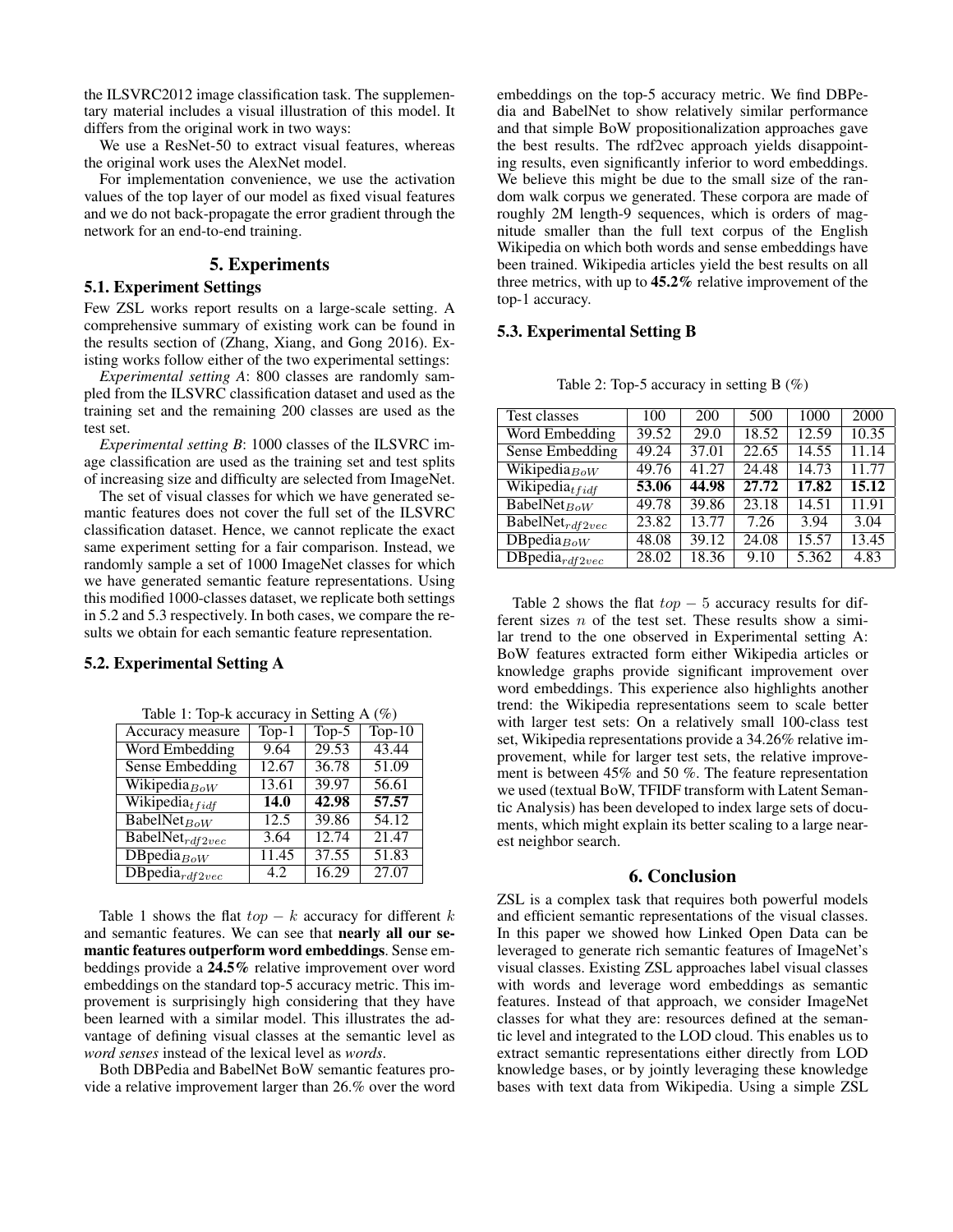the ILSVRC2012 image classification task. The supplementary material includes a visual illustration of this model. It differs from the original work in two ways:

We use a ResNet-50 to extract visual features, whereas the original work uses the AlexNet model.

For implementation convenience, we use the activation values of the top layer of our model as fixed visual features and we do not back-propagate the error gradient through the network for an end-to-end training.

## 5. Experiments

### 5.1. Experiment Settings

Few ZSL works report results on a large-scale setting. A comprehensive summary of existing work can be found in the results section of (Zhang, Xiang, and Gong 2016). Existing works follow either of the two experimental settings:

*Experimental setting A*: 800 classes are randomly sampled from the ILSVRC classification dataset and used as the training set and the remaining 200 classes are used as the test set.

*Experimental setting B*: 1000 classes of the ILSVRC image classification are used as the training set and test splits of increasing size and difficulty are selected from ImageNet.

The set of visual classes for which we have generated semantic features does not cover the full set of the ILSVRC classification dataset. Hence, we cannot replicate the exact same experiment setting for a fair comparison. Instead, we randomly sample a set of 1000 ImageNet classes for which we have generated semantic feature representations. Using this modified 1000-classes dataset, we replicate both settings in 5.2 and 5.3 respectively. In both cases, we compare the results we obtain for each semantic feature representation.

### 5.2. Experimental Setting A

Table 1: Top-k accuracy in Setting A (%)

| Accuracy measure | Top-1 | Top-5 | Top-10 |
|---|---|---|---|
| Word Embedding | 9.64 | 29.53 | 43.44 |
| Sense Embedding | 12.67 | 36.78 | 51.09 |
| Wikipedia$_{BoW}$ | 13.61 | 39.97 | 56.61 |
| Wikipedia$_{tfidf}$ | **14.0** | **42.98** | **57.57** |
| BabelNet$_{BoW}$ | 12.5 | 39.86 | 54.12 |
| BabelNet$_{rdf2vec}$ | 3.64 | 12.74 | 21.47 |
| DBpedia$_{BoW}$ | 11.45 | 37.55 | 51.83 |
| DBpedia$_{rdf2vec}$ | 4.2 | 16.29 | 27.07 |

Table 1 shows the flat $top-k$ accuracy for different $k$ and semantic features. We can see that **nearly all our semantic features outperform word embeddings**. Sense embeddings provide a **24.5%** relative improvement over word embeddings on the standard top-5 accuracy metric. This improvement is surprisingly high considering that they have been learned with a similar model. This illustrates the advantage of defining visual classes at the semantic level as *word senses* instead of the lexical level as *words*.

Both DBPedia and BabelNet BoW semantic features provide a relative improvement larger than 26.% over the word embeddings on the top-5 accuracy metric. We find DBPedia and BabelNet to show relatively similar performance and that simple BoW propositionalization approaches gave the best results. The rdf2vec approach yields disappointing results, even significantly inferior to word embeddings. We believe this might be due to the small size of the random walk corpus we generated. These corpora are made of roughly 2M length-9 sequences, which is orders of magnitude smaller than the full text corpus of the English Wikipedia on which both words and sense embeddings have been trained. Wikipedia articles yield the best results on all three metrics, with up to **45.2%** relative improvement of the top-1 accuracy.

### 5.3. Experimental Setting B

Table 2: Top-5 accuracy in setting B (%)

| Test classes | 100 | 200 | 500 | 1000 | 2000 |
|---|---|---|---|---|---|
| Word Embedding | 39.52 | 29.0 | 18.52 | 12.59 | 10.35 |
| Sense Embedding | 49.24 | 37.01 | 22.65 | 14.55 | 11.14 |
| Wikipedia$_{BoW}$ | 49.76 | 41.27 | 24.48 | 14.73 | 11.77 |
| Wikipedia$_{tfidf}$ | **53.06** | **44.98** | **27.72** | **17.82** | **15.12** |
| BabelNet$_{BoW}$ | 49.78 | 39.86 | 23.18 | 14.51 | 11.91 |
| BabelNet$_{rdf2vec}$ | 23.82 | 13.77 | 7.26 | 3.94 | 3.04 |
| DBpedia$_{BoW}$ | 48.08 | 39.12 | 24.08 | 15.57 | 13.45 |
| DBpedia$_{rdf2vec}$ | 28.02 | 18.36 | 9.10 | 5.362 | 4.83 |

Table 2 shows the flat $top-5$ accuracy results for different sizes $n$ of the test set. These results show a similar trend to the one observed in Experimental setting A: BoW features extracted form either Wikipedia articles or knowledge graphs provide significant improvement over word embeddings. This experience also highlights another trend: the Wikipedia representations seem to scale better with larger test sets: On a relatively small 100-class test set, Wikipedia representations provide a 34.26% relative improvement, while for larger test sets, the relative improvement is between 45% and 50 %. The feature representation we used (textual BoW, TFIDF transform with Latent Semantic Analysis) has been developed to index large sets of documents, which might explain its better scaling to a large nearest neighbor search.

## 6. Conclusion

ZSL is a complex task that requires both powerful models and efficient semantic representations of the visual classes. In this paper we showed how Linked Open Data can be leveraged to generate rich semantic features of ImageNet's visual classes. Existing ZSL approaches label visual classes with words and leverage word embeddings as semantic features. Instead of that approach, we consider ImageNet classes for what they are: resources defined at the semantic level and integrated to the LOD cloud. This enables us to extract semantic representations either directly from LOD knowledge bases, or by jointly leveraging these knowledge bases with text data from Wikipedia. Using a simple ZSL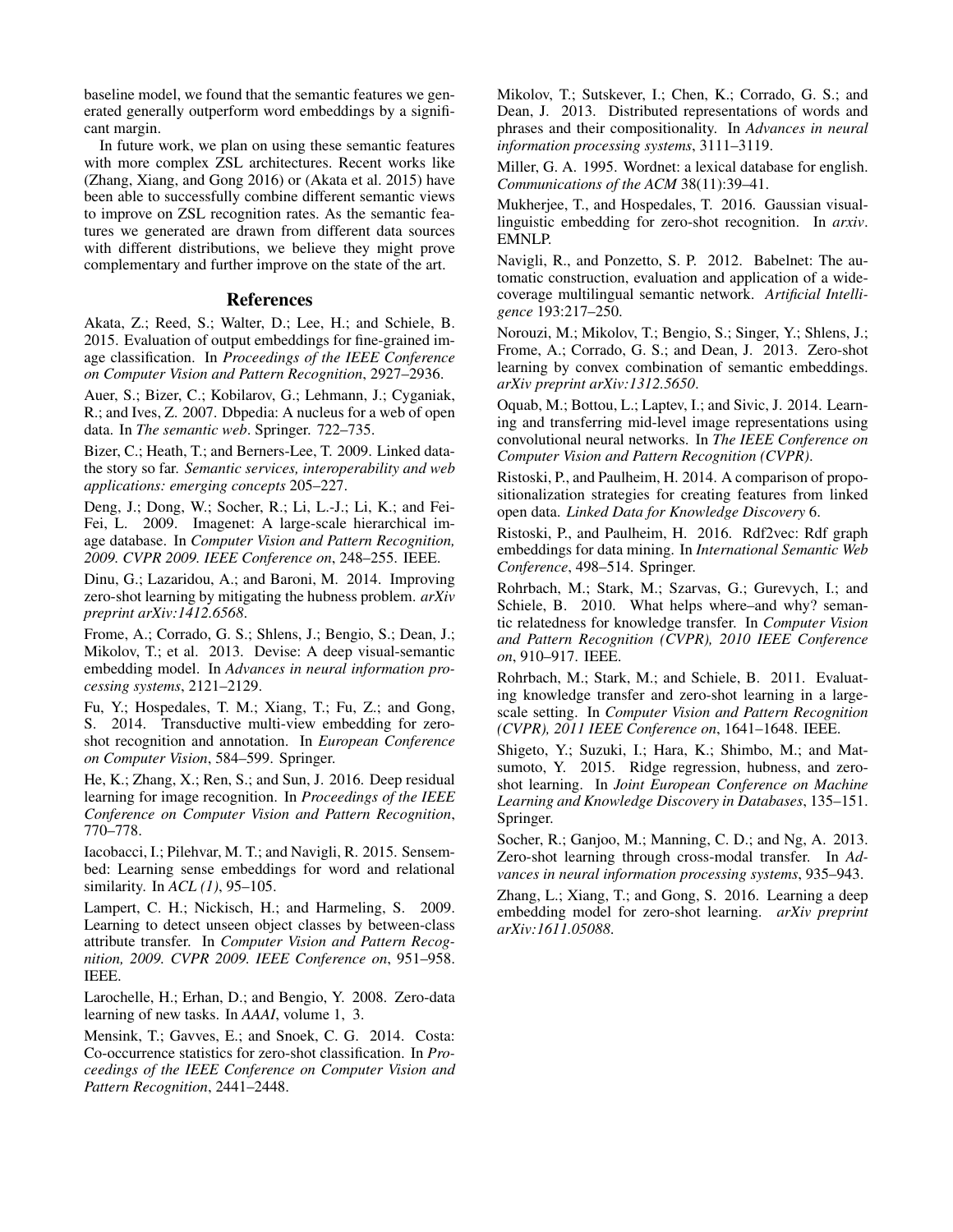baseline model, we found that the semantic features we generated generally outperform word embeddings by a significant margin.

In future work, we plan on using these semantic features with more complex ZSL architectures. Recent works like (Zhang, Xiang, and Gong 2016) or (Akata et al. 2015) have been able to successfully combine different semantic views to improve on ZSL recognition rates. As the semantic features we generated are drawn from different data sources with different distributions, we believe they might prove complementary and further improve on the state of the art.

## References

Akata, Z.; Reed, S.; Walter, D.; Lee, H.; and Schiele, B. 2015. Evaluation of output embeddings for fine-grained image classification. In *Proceedings of the IEEE Conference on Computer Vision and Pattern Recognition*, 2927–2936.

Auer, S.; Bizer, C.; Kobilarov, G.; Lehmann, J.; Cyganiak, R.; and Ives, Z. 2007. Dbpedia: A nucleus for a web of open data. In *The semantic web*. Springer. 722–735.

Bizer, C.; Heath, T.; and Berners-Lee, T. 2009. Linked data-the story so far. *Semantic services, interoperability and web applications: emerging concepts* 205–227.

Deng, J.; Dong, W.; Socher, R.; Li, L.-J.; Li, K.; and Fei-Fei, L. 2009. Imagenet: A large-scale hierarchical image database. In *Computer Vision and Pattern Recognition, 2009. CVPR 2009. IEEE Conference on*, 248–255. IEEE.

Dinu, G.; Lazaridou, A.; and Baroni, M. 2014. Improving zero-shot learning by mitigating the hubness problem. *arXiv preprint arXiv:1412.6568*.

Frome, A.; Corrado, G. S.; Shlens, J.; Bengio, S.; Dean, J.; Mikolov, T.; et al. 2013. Devise: A deep visual-semantic embedding model. In *Advances in neural information processing systems*, 2121–2129.

Fu, Y.; Hospedales, T. M.; Xiang, T.; Fu, Z.; and Gong, S. 2014. Transductive multi-view embedding for zero-shot recognition and annotation. In *European Conference on Computer Vision*, 584–599. Springer.

He, K.; Zhang, X.; Ren, S.; and Sun, J. 2016. Deep residual learning for image recognition. In *Proceedings of the IEEE Conference on Computer Vision and Pattern Recognition*, 770–778.

Iacobacci, I.; Pilehvar, M. T.; and Navigli, R. 2015. Sensembed: Learning sense embeddings for word and relational similarity. In *ACL (1)*, 95–105.

Lampert, C. H.; Nickisch, H.; and Harmeling, S. 2009. Learning to detect unseen object classes by between-class attribute transfer. In *Computer Vision and Pattern Recognition, 2009. CVPR 2009. IEEE Conference on*, 951–958. IEEE.

Larochelle, H.; Erhan, D.; and Bengio, Y. 2008. Zero-data learning of new tasks. In *AAAI*, volume 1, 3.

Mensink, T.; Gavves, E.; and Snoek, C. G. 2014. Costa: Co-occurrence statistics for zero-shot classification. In *Proceedings of the IEEE Conference on Computer Vision and Pattern Recognition*, 2441–2448.

Mikolov, T.; Sutskever, I.; Chen, K.; Corrado, G. S.; and Dean, J. 2013. Distributed representations of words and phrases and their compositionality. In *Advances in neural information processing systems*, 3111–3119.

Miller, G. A. 1995. Wordnet: a lexical database for english. *Communications of the ACM* 38(11):39–41.

Mukherjee, T., and Hospedales, T. 2016. Gaussian visual-linguistic embedding for zero-shot recognition. In *arxiv*. EMNLP.

Navigli, R., and Ponzetto, S. P. 2012. Babelnet: The automatic construction, evaluation and application of a wide-coverage multilingual semantic network. *Artificial Intelligence* 193:217–250.

Norouzi, M.; Mikolov, T.; Bengio, S.; Singer, Y.; Shlens, J.; Frome, A.; Corrado, G. S.; and Dean, J. 2013. Zero-shot learning by convex combination of semantic embeddings. *arXiv preprint arXiv:1312.5650*.

Oquab, M.; Bottou, L.; Laptev, I.; and Sivic, J. 2014. Learning and transferring mid-level image representations using convolutional neural networks. In *The IEEE Conference on Computer Vision and Pattern Recognition (CVPR)*.

Ristoski, P., and Paulheim, H. 2014. A comparison of propositionalization strategies for creating features from linked open data. *Linked Data for Knowledge Discovery* 6.

Ristoski, P., and Paulheim, H. 2016. Rdf2vec: Rdf graph embeddings for data mining. In *International Semantic Web Conference*, 498–514. Springer.

Rohrbach, M.; Stark, M.; Szarvas, G.; Gurevych, I.; and Schiele, B. 2010. What helps where–and why? semantic relatedness for knowledge transfer. In *Computer Vision and Pattern Recognition (CVPR), 2010 IEEE Conference on*, 910–917. IEEE.

Rohrbach, M.; Stark, M.; and Schiele, B. 2011. Evaluating knowledge transfer and zero-shot learning in a large-scale setting. In *Computer Vision and Pattern Recognition (CVPR), 2011 IEEE Conference on*, 1641–1648. IEEE.

Shigeto, Y.; Suzuki, I.; Hara, K.; Shimbo, M.; and Matsumoto, Y. 2015. Ridge regression, hubness, and zero-shot learning. In *Joint European Conference on Machine Learning and Knowledge Discovery in Databases*, 135–151. Springer.

Socher, R.; Ganjoo, M.; Manning, C. D.; and Ng, A. 2013. Zero-shot learning through cross-modal transfer. In *Advances in neural information processing systems*, 935–943.

Zhang, L.; Xiang, T.; and Gong, S. 2016. Learning a deep embedding model for zero-shot learning. *arXiv preprint arXiv:1611.05088*.